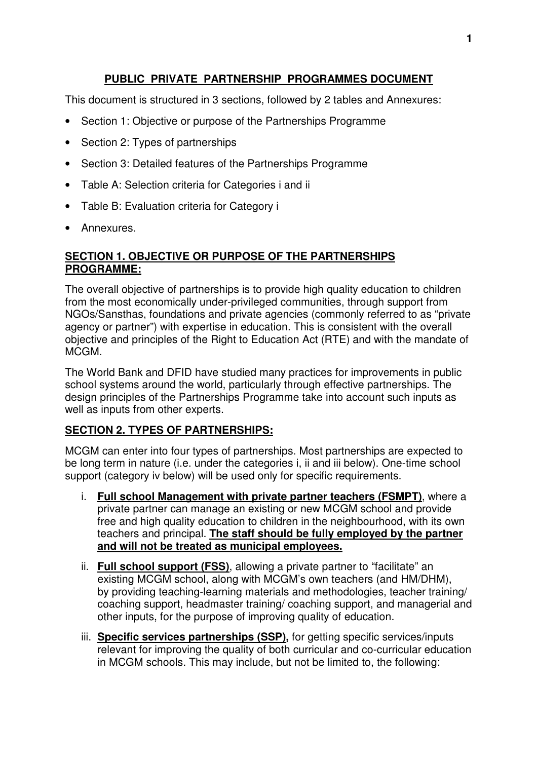# PUBLIC PRIVATE PARTNERSHIP PROGRAMMES DOCUMENT

This document is structured in 3 sections, followed by 2 tables and Annexures:

- Section 1: Objective or purpose of the Partnerships Programme
- Section 2: Types of partnerships
- Section 3: Detailed features of the Partnerships Programme
- Table A: Selection criteria for Categories i and ii
- Table B: Evaluation criteria for Category i
- Annexures.

## SECTION 1. OBJECTIVE OR PURPOSE OF THE PARTNERSHIPS PROGRAMME:

The overall objective of partnerships is to provide high quality education to children from the most economically under-privileged communities, through support from NGOs/Sansthas, foundations and private agencies (commonly referred to as "private agency or partner") with expertise in education. This is consistent with the overall objective and principles of the Right to Education Act (RTE) and with the mandate of MCGM.

The World Bank and DFID have studied many practices for improvements in public school systems around the world, particularly through effective partnerships. The design principles of the Partnerships Programme take into account such inputs as well as inputs from other experts.

## SECTION 2. TYPES OF PARTNERSHIPS:

MCGM can enter into four types of partnerships. Most partnerships are expected to be long term in nature (i.e. under the categories i, ii and iii below). One-time school support (category iv below) will be used only for specific requirements.

i. **Full school Management with private partner teachers (FSMPT)**, where a private partner can manage an existing or new MCGM school and provide free and high quality education to children in the neighbourhood, with its own teachers and principal. **The staff should be fully employed by the partner and will not be treated as municipal employees.**

ii. **Full school support (FSS)**, allowing a private partner to "facilitate" an existing MCGM school, along with MCGM's own teachers (and HM/DHM), by providing teaching-learning materials and methodologies, teacher training/ coaching support, headmaster training/ coaching support, and managerial and other inputs, for the purpose of improving quality of education.

iii. **Specific services partnerships (SSP),** for getting specific services/inputs relevant for improving the quality of both curricular and co-curricular education in MCGM schools. This may include, but not be limited to, the following: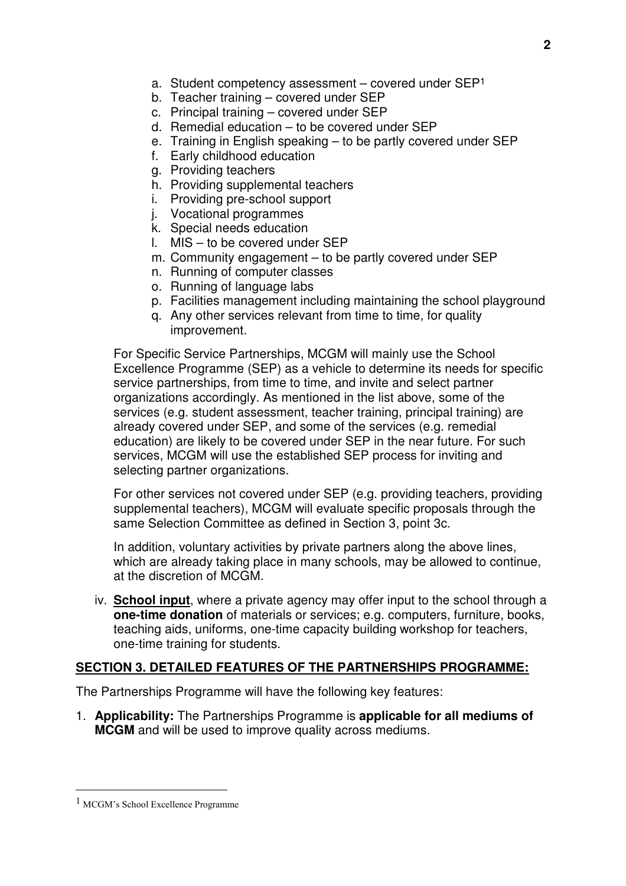a. Student competency assessment – covered under SEP[1]
b. Teacher training – covered under SEP
c. Principal training – covered under SEP
d. Remedial education – to be covered under SEP
e. Training in English speaking – to be partly covered under SEP
f. Early childhood education
g. Providing teachers
h. Providing supplemental teachers
i. Providing pre-school support
j. Vocational programmes
k. Special needs education
l. MIS – to be covered under SEP
m. Community engagement – to be partly covered under SEP
n. Running of computer classes
o. Running of language labs
p. Facilities management including maintaining the school playground
q. Any other services relevant from time to time, for quality improvement.

For Specific Service Partnerships, MCGM will mainly use the School Excellence Programme (SEP) as a vehicle to determine its needs for specific service partnerships, from time to time, and invite and select partner organizations accordingly. As mentioned in the list above, some of the services (e.g. student assessment, teacher training, principal training) are already covered under SEP, and some of the services (e.g. remedial education) are likely to be covered under SEP in the near future. For such services, MCGM will use the established SEP process for inviting and selecting partner organizations.

For other services not covered under SEP (e.g. providing teachers, providing supplemental teachers), MCGM will evaluate specific proposals through the same Selection Committee as defined in Section 3, point 3c.

In addition, voluntary activities by private partners along the above lines, which are already taking place in many schools, may be allowed to continue, at the discretion of MCGM.

iv. **School input**, where a private agency may offer input to the school through a **one-time donation** of materials or services; e.g. computers, furniture, books, teaching aids, uniforms, one-time capacity building workshop for teachers, one-time training for students.

## SECTION 3. DETAILED FEATURES OF THE PARTNERSHIPS PROGRAMME:

The Partnerships Programme will have the following key features:

1. **Applicability:** The Partnerships Programme is **applicable for all mediums of MCGM** and will be used to improve quality across mediums.

---

[1] MCGM's School Excellence Programme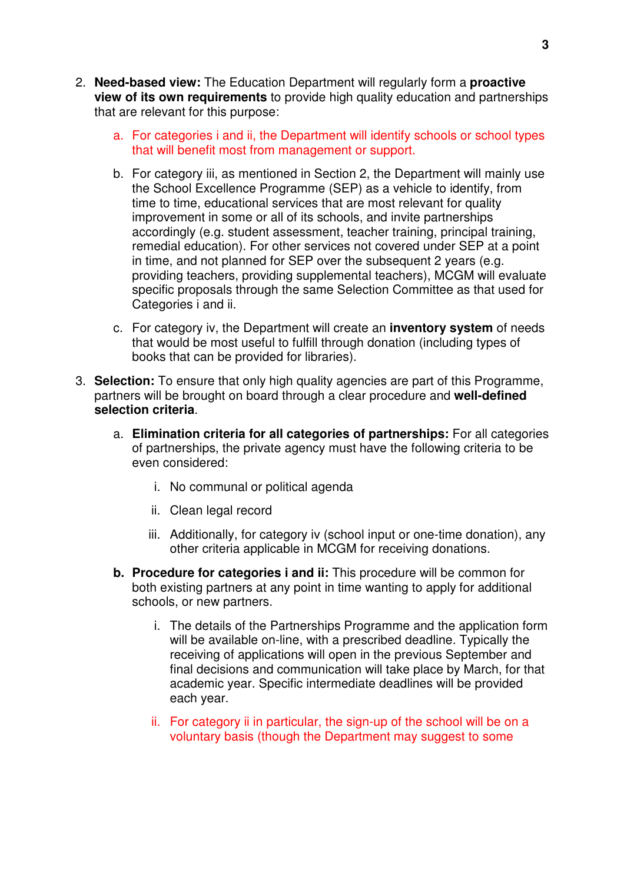2. **Need-based view:** The Education Department will regularly form a **proactive view of its own requirements** to provide high quality education and partnerships that are relevant for this purpose:

    a. For categories i and ii, the Department will identify schools or school types that will benefit most from management or support.

    b. For category iii, as mentioned in Section 2, the Department will mainly use the School Excellence Programme (SEP) as a vehicle to identify, from time to time, educational services that are most relevant for quality improvement in some or all of its schools, and invite partnerships accordingly (e.g. student assessment, teacher training, principal training, remedial education). For other services not covered under SEP at a point in time, and not planned for SEP over the subsequent 2 years (e.g. providing teachers, providing supplemental teachers), MCGM will evaluate specific proposals through the same Selection Committee as that used for Categories i and ii.

    c. For category iv, the Department will create an **inventory system** of needs that would be most useful to fulfill through donation (including types of books that can be provided for libraries).

3. **Selection:** To ensure that only high quality agencies are part of this Programme, partners will be brought on board through a clear procedure and **well-defined selection criteria**.

    a. **Elimination criteria for all categories of partnerships:** For all categories of partnerships, the private agency must have the following criteria to be even considered:

        i. No communal or political agenda

        ii. Clean legal record

        iii. Additionally, for category iv (school input or one-time donation), any other criteria applicable in MCGM for receiving donations.

    **b. Procedure for categories i and ii:** This procedure will be common for both existing partners at any point in time wanting to apply for additional schools, or new partners.

        i. The details of the Partnerships Programme and the application form will be available on-line, with a prescribed deadline. Typically the receiving of applications will open in the previous September and final decisions and communication will take place by March, for that academic year. Specific intermediate deadlines will be provided each year.

        ii. For category ii in particular, the sign-up of the school will be on a voluntary basis (though the Department may suggest to some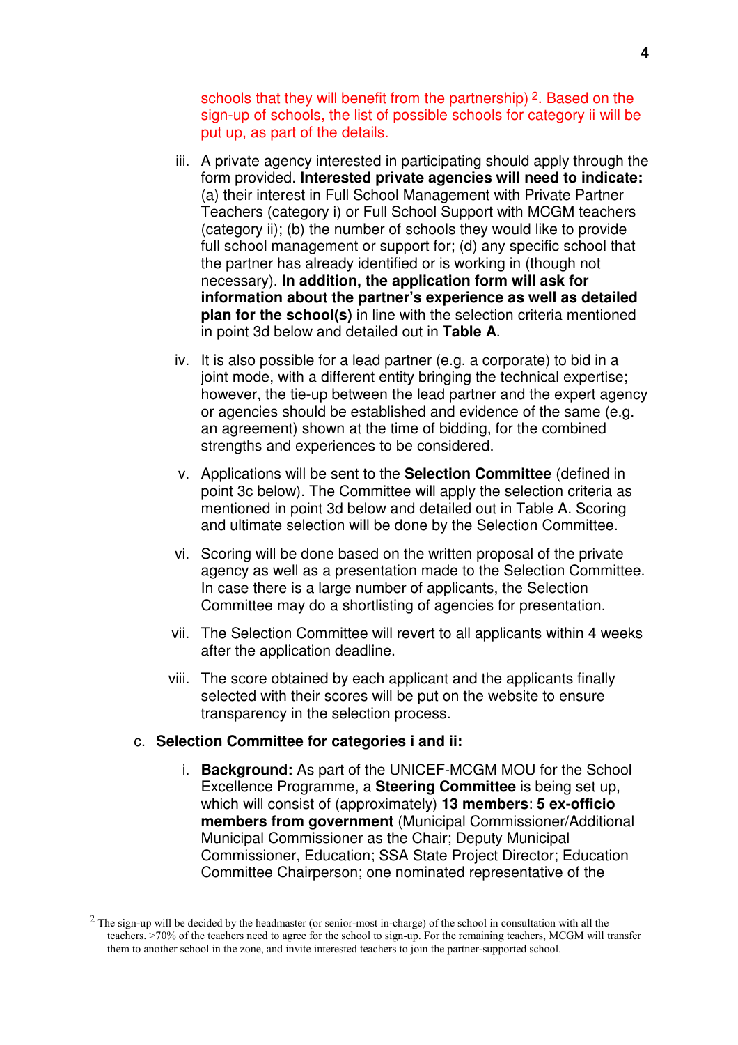schools that they will benefit from the partnership)[2]. Based on the sign-up of schools, the list of possible schools for category ii will be put up, as part of the details.

iii. A private agency interested in participating should apply through the form provided. **Interested private agencies will need to indicate:** (a) their interest in Full School Management with Private Partner Teachers (category i) or Full School Support with MCGM teachers (category ii); (b) the number of schools they would like to provide full school management or support for; (d) any specific school that the partner has already identified or is working in (though not necessary). **In addition, the application form will ask for information about the partner's experience as well as detailed plan for the school(s)** in line with the selection criteria mentioned in point 3d below and detailed out in **Table A**.

iv. It is also possible for a lead partner (e.g. a corporate) to bid in a joint mode, with a different entity bringing the technical expertise; however, the tie-up between the lead partner and the expert agency or agencies should be established and evidence of the same (e.g. an agreement) shown at the time of bidding, for the combined strengths and experiences to be considered.

v. Applications will be sent to the **Selection Committee** (defined in point 3c below). The Committee will apply the selection criteria as mentioned in point 3d below and detailed out in Table A. Scoring and ultimate selection will be done by the Selection Committee.

vi. Scoring will be done based on the written proposal of the private agency as well as a presentation made to the Selection Committee. In case there is a large number of applicants, the Selection Committee may do a shortlisting of agencies for presentation.

vii. The Selection Committee will revert to all applicants within 4 weeks after the application deadline.

viii. The score obtained by each applicant and the applicants finally selected with their scores will be put on the website to ensure transparency in the selection process.

c. **Selection Committee for categories i and ii:**

i. **Background:** As part of the UNICEF-MCGM MOU for the School Excellence Programme, a **Steering Committee** is being set up, which will consist of (approximately) **13 members**: **5 ex-officio members from government** (Municipal Commissioner/Additional Municipal Commissioner as the Chair; Deputy Municipal Commissioner, Education; SSA State Project Director; Education Committee Chairperson; one nominated representative of the

---

[2] The sign-up will be decided by the headmaster (or senior-most in-charge) of the school in consultation with all the teachers. >70% of the teachers need to agree for the school to sign-up. For the remaining teachers, MCGM will transfer them to another school in the zone, and invite interested teachers to join the partner-supported school.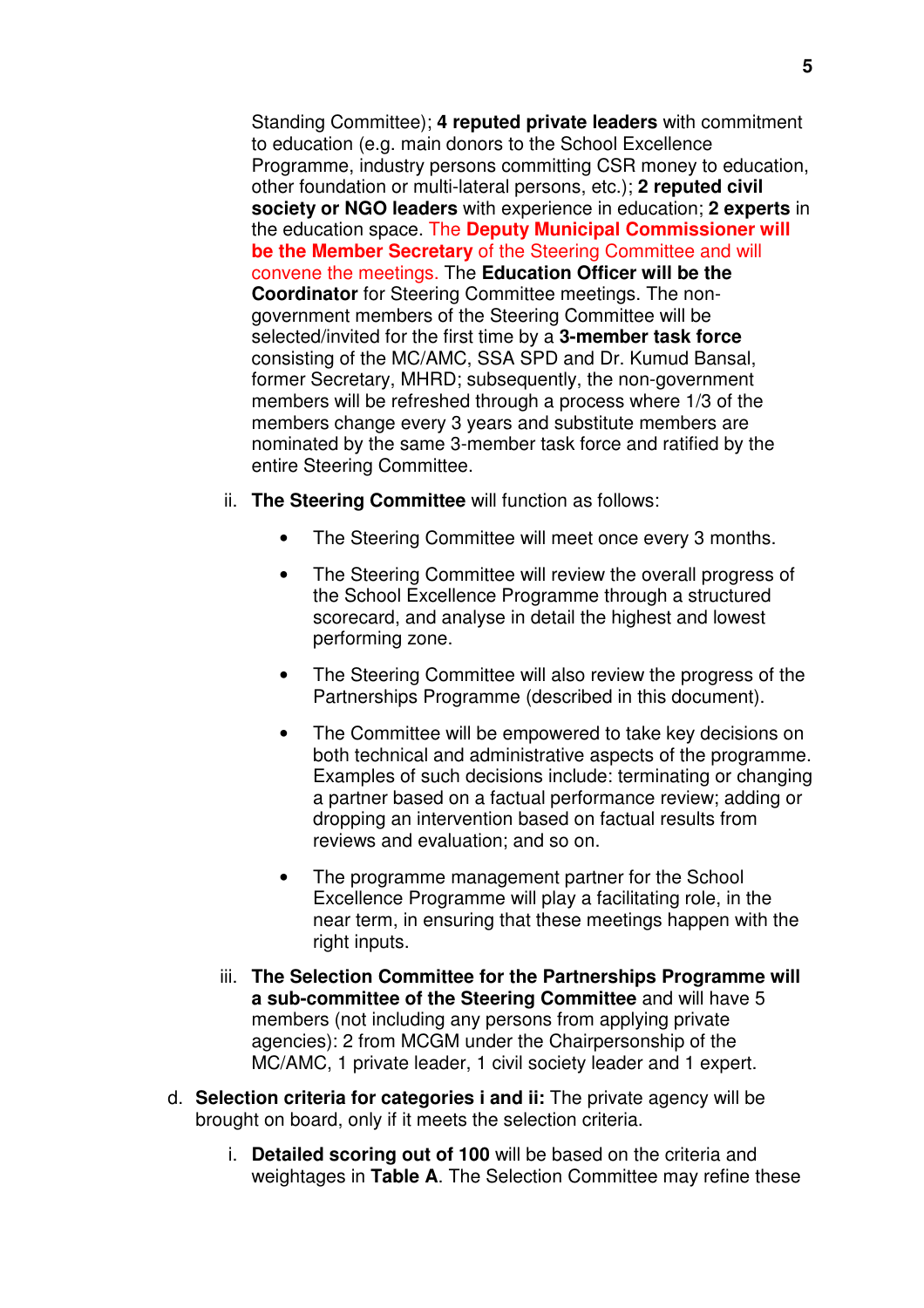Standing Committee); **4 reputed private leaders** with commitment to education (e.g. main donors to the School Excellence Programme, industry persons committing CSR money to education, other foundation or multi-lateral persons, etc.); **2 reputed civil society or NGO leaders** with experience in education; **2 experts** in the education space. The **Deputy Municipal Commissioner will be the Member Secretary** of the Steering Committee and will convene the meetings. The **Education Officer will be the Coordinator** for Steering Committee meetings. The non-government members of the Steering Committee will be selected/invited for the first time by a **3-member task force** consisting of the MC/AMC, SSA SPD and Dr. Kumud Bansal, former Secretary, MHRD; subsequently, the non-government members will be refreshed through a process where 1/3 of the members change every 3 years and substitute members are nominated by the same 3-member task force and ratified by the entire Steering Committee.

ii. **The Steering Committee** will function as follows:

- The Steering Committee will meet once every 3 months.
- The Steering Committee will review the overall progress of the School Excellence Programme through a structured scorecard, and analyse in detail the highest and lowest performing zone.
- The Steering Committee will also review the progress of the Partnerships Programme (described in this document).
- The Committee will be empowered to take key decisions on both technical and administrative aspects of the programme. Examples of such decisions include: terminating or changing a partner based on a factual performance review; adding or dropping an intervention based on factual results from reviews and evaluation; and so on.
- The programme management partner for the School Excellence Programme will play a facilitating role, in the near term, in ensuring that these meetings happen with the right inputs.

iii. **The Selection Committee for the Partnerships Programme will a sub-committee of the Steering Committee** and will have 5 members (not including any persons from applying private agencies): 2 from MCGM under the Chairpersonship of the MC/AMC, 1 private leader, 1 civil society leader and 1 expert.

d. **Selection criteria for categories i and ii:** The private agency will be brought on board, only if it meets the selection criteria.

i. **Detailed scoring out of 100** will be based on the criteria and weightages in **Table A**. The Selection Committee may refine these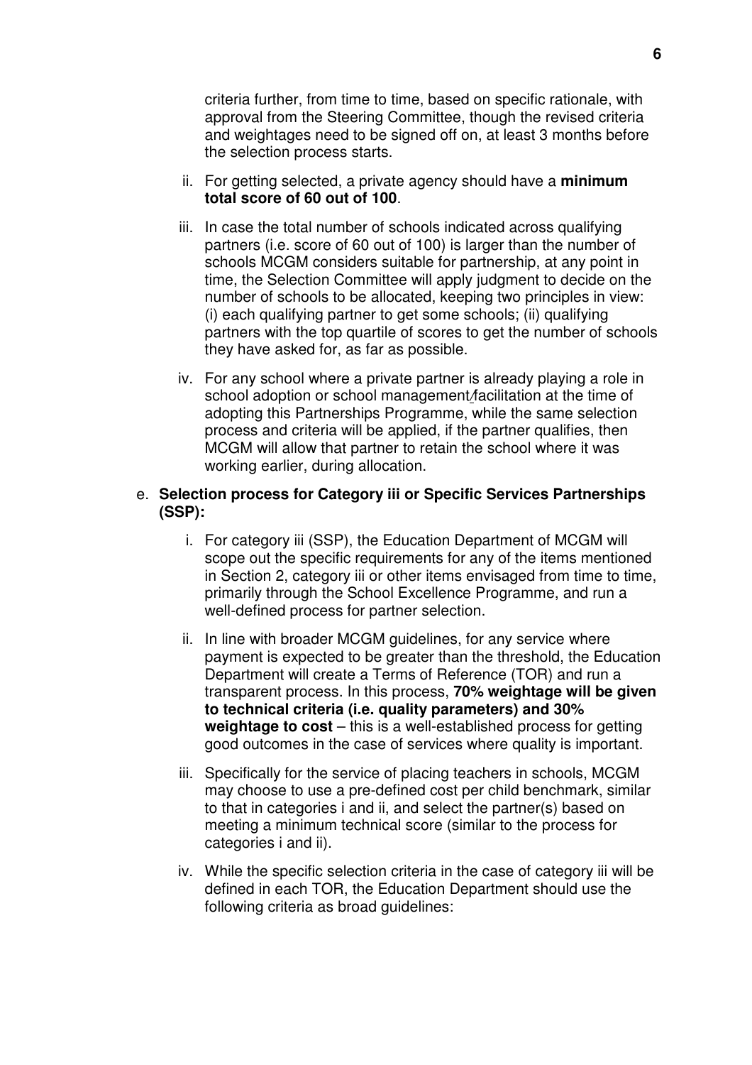criteria further, from time to time, based on specific rationale, with approval from the Steering Committee, though the revised criteria and weightages need to be signed off on, at least 3 months before the selection process starts.

ii. For getting selected, a private agency should have a **minimum total score of 60 out of 100**.

iii. In case the total number of schools indicated across qualifying partners (i.e. score of 60 out of 100) is larger than the number of schools MCGM considers suitable for partnership, at any point in time, the Selection Committee will apply judgment to decide on the number of schools to be allocated, keeping two principles in view: (i) each qualifying partner to get some schools; (ii) qualifying partners with the top quartile of scores to get the number of schools they have asked for, as far as possible.

iv. For any school where a private partner is already playing a role in school adoption or school management/facilitation at the time of adopting this Partnerships Programme, while the same selection process and criteria will be applied, if the partner qualifies, then MCGM will allow that partner to retain the school where it was working earlier, during allocation.

e. **Selection process for Category iii or Specific Services Partnerships (SSP):**

i. For category iii (SSP), the Education Department of MCGM will scope out the specific requirements for any of the items mentioned in Section 2, category iii or other items envisaged from time to time, primarily through the School Excellence Programme, and run a well-defined process for partner selection.

ii. In line with broader MCGM guidelines, for any service where payment is expected to be greater than the threshold, the Education Department will create a Terms of Reference (TOR) and run a transparent process. In this process, **70% weightage will be given to technical criteria (i.e. quality parameters) and 30% weightage to cost** – this is a well-established process for getting good outcomes in the case of services where quality is important.

iii. Specifically for the service of placing teachers in schools, MCGM may choose to use a pre-defined cost per child benchmark, similar to that in categories i and ii, and select the partner(s) based on meeting a minimum technical score (similar to the process for categories i and ii).

iv. While the specific selection criteria in the case of category iii will be defined in each TOR, the Education Department should use the following criteria as broad guidelines: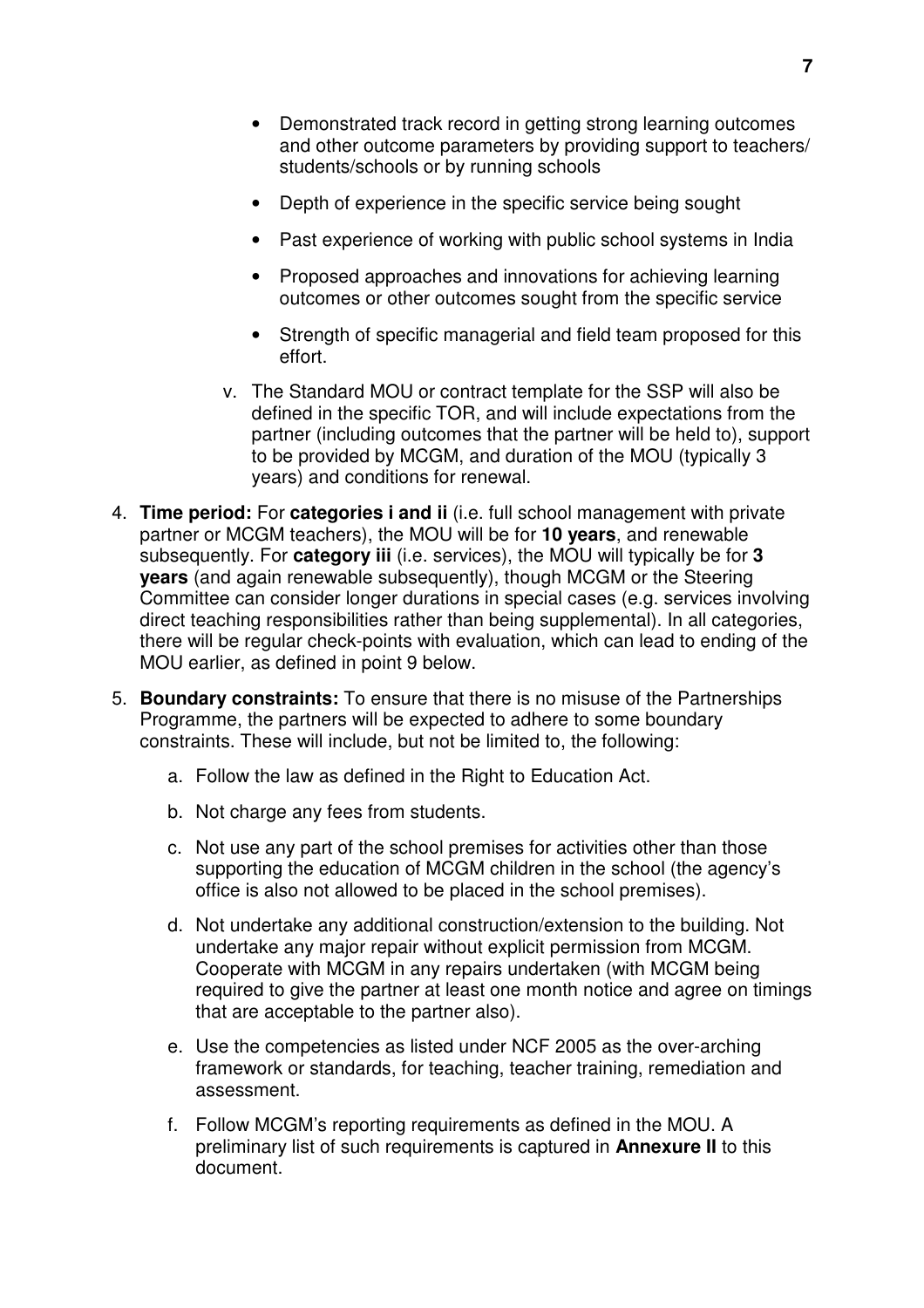- Demonstrated track record in getting strong learning outcomes and other outcome parameters by providing support to teachers/ students/schools or by running schools
- Depth of experience in the specific service being sought
- Past experience of working with public school systems in India
- Proposed approaches and innovations for achieving learning outcomes or other outcomes sought from the specific service
- Strength of specific managerial and field team proposed for this effort.

v. The Standard MOU or contract template for the SSP will also be defined in the specific TOR, and will include expectations from the partner (including outcomes that the partner will be held to), support to be provided by MCGM, and duration of the MOU (typically 3 years) and conditions for renewal.

4. **Time period:** For **categories i and ii** (i.e. full school management with private partner or MCGM teachers), the MOU will be for **10 years**, and renewable subsequently. For **category iii** (i.e. services), the MOU will typically be for **3 years** (and again renewable subsequently), though MCGM or the Steering Committee can consider longer durations in special cases (e.g. services involving direct teaching responsibilities rather than being supplemental). In all categories, there will be regular check-points with evaluation, which can lead to ending of the MOU earlier, as defined in point 9 below.

5. **Boundary constraints:** To ensure that there is no misuse of the Partnerships Programme, the partners will be expected to adhere to some boundary constraints. These will include, but not be limited to, the following:

   a. Follow the law as defined in the Right to Education Act.

   b. Not charge any fees from students.

   c. Not use any part of the school premises for activities other than those supporting the education of MCGM children in the school (the agency's office is also not allowed to be placed in the school premises).

   d. Not undertake any additional construction/extension to the building. Not undertake any major repair without explicit permission from MCGM. Cooperate with MCGM in any repairs undertaken (with MCGM being required to give the partner at least one month notice and agree on timings that are acceptable to the partner also).

   e. Use the competencies as listed under NCF 2005 as the over-arching framework or standards, for teaching, teacher training, remediation and assessment.

   f. Follow MCGM's reporting requirements as defined in the MOU. A preliminary list of such requirements is captured in **Annexure II** to this document.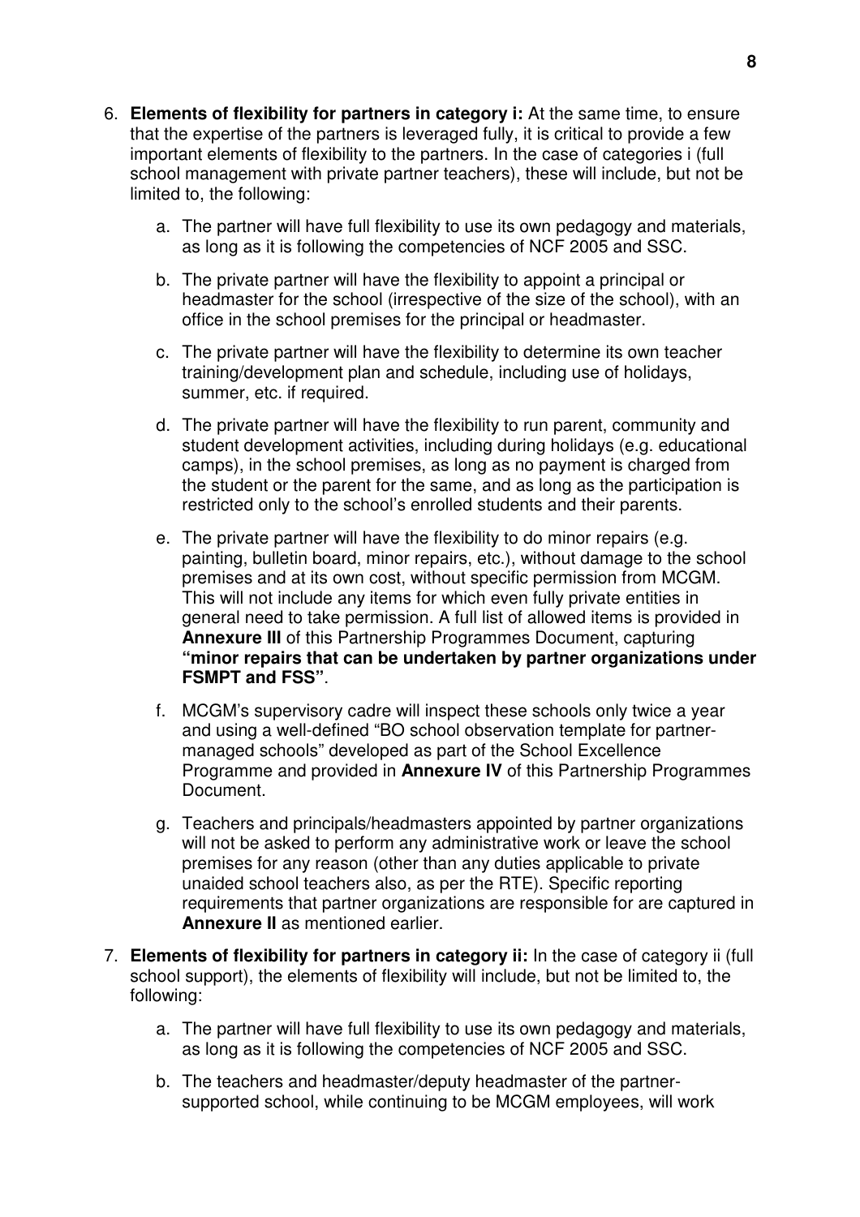6. **Elements of flexibility for partners in category i:** At the same time, to ensure that the expertise of the partners is leveraged fully, it is critical to provide a few important elements of flexibility to the partners. In the case of categories i (full school management with private partner teachers), these will include, but not be limited to, the following:

    a. The partner will have full flexibility to use its own pedagogy and materials, as long as it is following the competencies of NCF 2005 and SSC.

    b. The private partner will have the flexibility to appoint a principal or headmaster for the school (irrespective of the size of the school), with an office in the school premises for the principal or headmaster.

    c. The private partner will have the flexibility to determine its own teacher training/development plan and schedule, including use of holidays, summer, etc. if required.

    d. The private partner will have the flexibility to run parent, community and student development activities, including during holidays (e.g. educational camps), in the school premises, as long as no payment is charged from the student or the parent for the same, and as long as the participation is restricted only to the school's enrolled students and their parents.

    e. The private partner will have the flexibility to do minor repairs (e.g. painting, bulletin board, minor repairs, etc.), without damage to the school premises and at its own cost, without specific permission from MCGM. This will not include any items for which even fully private entities in general need to take permission. A full list of allowed items is provided in **Annexure III** of this Partnership Programmes Document, capturing **"minor repairs that can be undertaken by partner organizations under FSMPT and FSS"**.

    f. MCGM's supervisory cadre will inspect these schools only twice a year and using a well-defined "BO school observation template for partner-managed schools" developed as part of the School Excellence Programme and provided in **Annexure IV** of this Partnership Programmes Document.

    g. Teachers and principals/headmasters appointed by partner organizations will not be asked to perform any administrative work or leave the school premises for any reason (other than any duties applicable to private unaided school teachers also, as per the RTE). Specific reporting requirements that partner organizations are responsible for are captured in **Annexure II** as mentioned earlier.

7. **Elements of flexibility for partners in category ii:** In the case of category ii (full school support), the elements of flexibility will include, but not be limited to, the following:

    a. The partner will have full flexibility to use its own pedagogy and materials, as long as it is following the competencies of NCF 2005 and SSC.

    b. The teachers and headmaster/deputy headmaster of the partner-supported school, while continuing to be MCGM employees, will work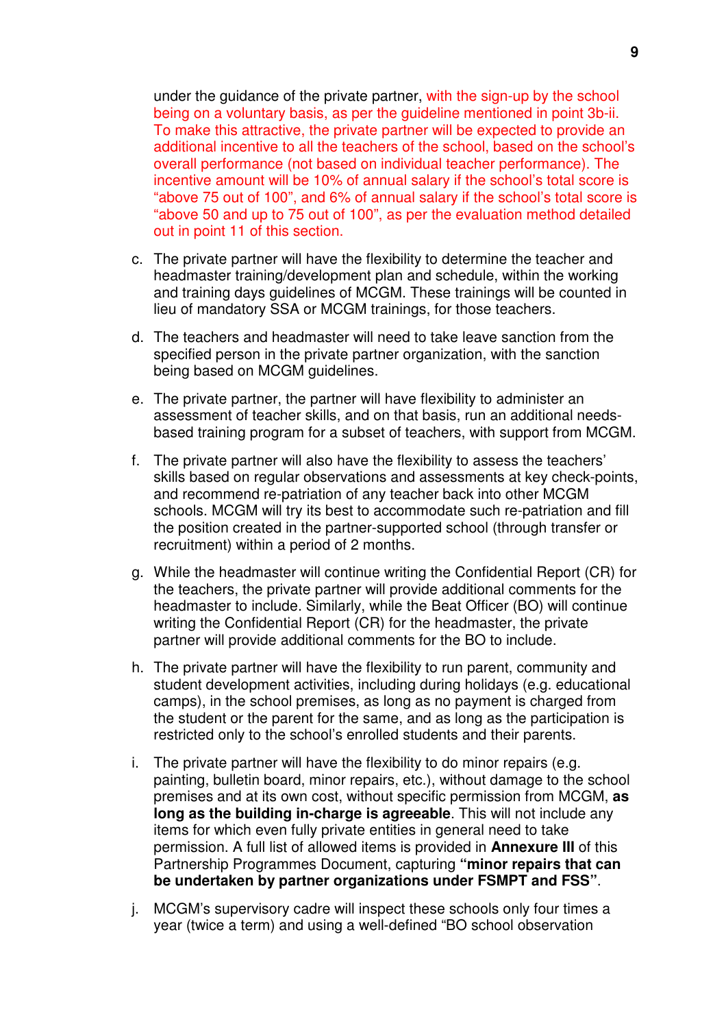under the guidance of the private partner, with the sign-up by the school being on a voluntary basis, as per the guideline mentioned in point 3b-ii. To make this attractive, the private partner will be expected to provide an additional incentive to all the teachers of the school, based on the school's overall performance (not based on individual teacher performance). The incentive amount will be 10% of annual salary if the school's total score is "above 75 out of 100", and 6% of annual salary if the school's total score is "above 50 and up to 75 out of 100", as per the evaluation method detailed out in point 11 of this section.

c. The private partner will have the flexibility to determine the teacher and headmaster training/development plan and schedule, within the working and training days guidelines of MCGM. These trainings will be counted in lieu of mandatory SSA or MCGM trainings, for those teachers.

d. The teachers and headmaster will need to take leave sanction from the specified person in the private partner organization, with the sanction being based on MCGM guidelines.

e. The private partner, the partner will have flexibility to administer an assessment of teacher skills, and on that basis, run an additional needs-based training program for a subset of teachers, with support from MCGM.

f. The private partner will also have the flexibility to assess the teachers' skills based on regular observations and assessments at key check-points, and recommend re-patriation of any teacher back into other MCGM schools. MCGM will try its best to accommodate such re-patriation and fill the position created in the partner-supported school (through transfer or recruitment) within a period of 2 months.

g. While the headmaster will continue writing the Confidential Report (CR) for the teachers, the private partner will provide additional comments for the headmaster to include. Similarly, while the Beat Officer (BO) will continue writing the Confidential Report (CR) for the headmaster, the private partner will provide additional comments for the BO to include.

h. The private partner will have the flexibility to run parent, community and student development activities, including during holidays (e.g. educational camps), in the school premises, as long as no payment is charged from the student or the parent for the same, and as long as the participation is restricted only to the school's enrolled students and their parents.

i. The private partner will have the flexibility to do minor repairs (e.g. painting, bulletin board, minor repairs, etc.), without damage to the school premises and at its own cost, without specific permission from MCGM, **as long as the building in-charge is agreeable**. This will not include any items for which even fully private entities in general need to take permission. A full list of allowed items is provided in **Annexure III** of this Partnership Programmes Document, capturing **"minor repairs that can be undertaken by partner organizations under FSMPT and FSS"**.

j. MCGM's supervisory cadre will inspect these schools only four times a year (twice a term) and using a well-defined "BO school observation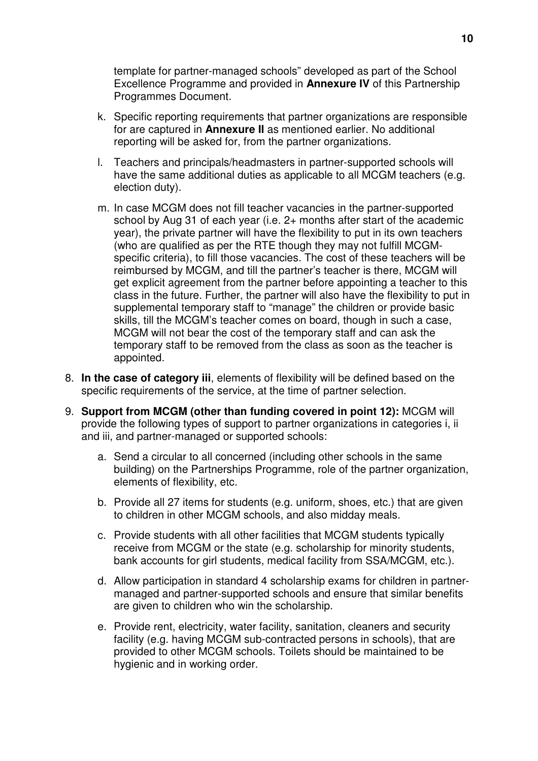template for partner-managed schools" developed as part of the School Excellence Programme and provided in **Annexure IV** of this Partnership Programmes Document.

k. Specific reporting requirements that partner organizations are responsible for are captured in **Annexure II** as mentioned earlier. No additional reporting will be asked for, from the partner organizations.

l. Teachers and principals/headmasters in partner-supported schools will have the same additional duties as applicable to all MCGM teachers (e.g. election duty).

m. In case MCGM does not fill teacher vacancies in the partner-supported school by Aug 31 of each year (i.e. 2+ months after start of the academic year), the private partner will have the flexibility to put in its own teachers (who are qualified as per the RTE though they may not fulfill MCGM-specific criteria), to fill those vacancies. The cost of these teachers will be reimbursed by MCGM, and till the partner's teacher is there, MCGM will get explicit agreement from the partner before appointing a teacher to this class in the future. Further, the partner will also have the flexibility to put in supplemental temporary staff to "manage" the children or provide basic skills, till the MCGM's teacher comes on board, though in such a case, MCGM will not bear the cost of the temporary staff and can ask the temporary staff to be removed from the class as soon as the teacher is appointed.

8. **In the case of category iii**, elements of flexibility will be defined based on the specific requirements of the service, at the time of partner selection.

9. **Support from MCGM (other than funding covered in point 12):** MCGM will provide the following types of support to partner organizations in categories i, ii and iii, and partner-managed or supported schools:

   a. Send a circular to all concerned (including other schools in the same building) on the Partnerships Programme, role of the partner organization, elements of flexibility, etc.

   b. Provide all 27 items for students (e.g. uniform, shoes, etc.) that are given to children in other MCGM schools, and also midday meals.

   c. Provide students with all other facilities that MCGM students typically receive from MCGM or the state (e.g. scholarship for minority students, bank accounts for girl students, medical facility from SSA/MCGM, etc.).

   d. Allow participation in standard 4 scholarship exams for children in partner-managed and partner-supported schools and ensure that similar benefits are given to children who win the scholarship.

   e. Provide rent, electricity, water facility, sanitation, cleaners and security facility (e.g. having MCGM sub-contracted persons in schools), that are provided to other MCGM schools. Toilets should be maintained to be hygienic and in working order.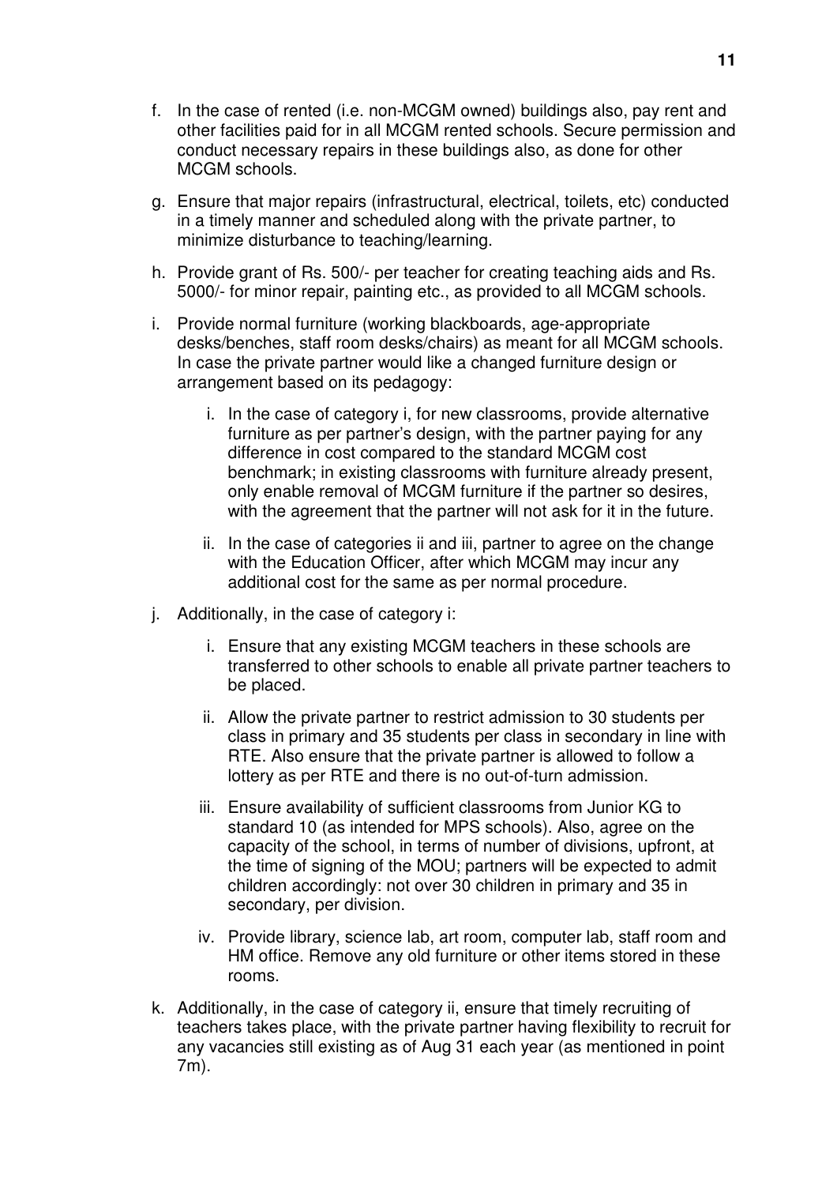f. In the case of rented (i.e. non-MCGM owned) buildings also, pay rent and other facilities paid for in all MCGM rented schools. Secure permission and conduct necessary repairs in these buildings also, as done for other MCGM schools.

g. Ensure that major repairs (infrastructural, electrical, toilets, etc) conducted in a timely manner and scheduled along with the private partner, to minimize disturbance to teaching/learning.

h. Provide grant of Rs. 500/- per teacher for creating teaching aids and Rs. 5000/- for minor repair, painting etc., as provided to all MCGM schools.

i. Provide normal furniture (working blackboards, age-appropriate desks/benches, staff room desks/chairs) as meant for all MCGM schools. In case the private partner would like a changed furniture design or arrangement based on its pedagogy:

    i. In the case of category i, for new classrooms, provide alternative furniture as per partner's design, with the partner paying for any difference in cost compared to the standard MCGM cost benchmark; in existing classrooms with furniture already present, only enable removal of MCGM furniture if the partner so desires, with the agreement that the partner will not ask for it in the future.

    ii. In the case of categories ii and iii, partner to agree on the change with the Education Officer, after which MCGM may incur any additional cost for the same as per normal procedure.

j. Additionally, in the case of category i:

    i. Ensure that any existing MCGM teachers in these schools are transferred to other schools to enable all private partner teachers to be placed.

    ii. Allow the private partner to restrict admission to 30 students per class in primary and 35 students per class in secondary in line with RTE. Also ensure that the private partner is allowed to follow a lottery as per RTE and there is no out-of-turn admission.

    iii. Ensure availability of sufficient classrooms from Junior KG to standard 10 (as intended for MPS schools). Also, agree on the capacity of the school, in terms of number of divisions, upfront, at the time of signing of the MOU; partners will be expected to admit children accordingly: not over 30 children in primary and 35 in secondary, per division.

    iv. Provide library, science lab, art room, computer lab, staff room and HM office. Remove any old furniture or other items stored in these rooms.

k. Additionally, in the case of category ii, ensure that timely recruiting of teachers takes place, with the private partner having flexibility to recruit for any vacancies still existing as of Aug 31 each year (as mentioned in point 7m).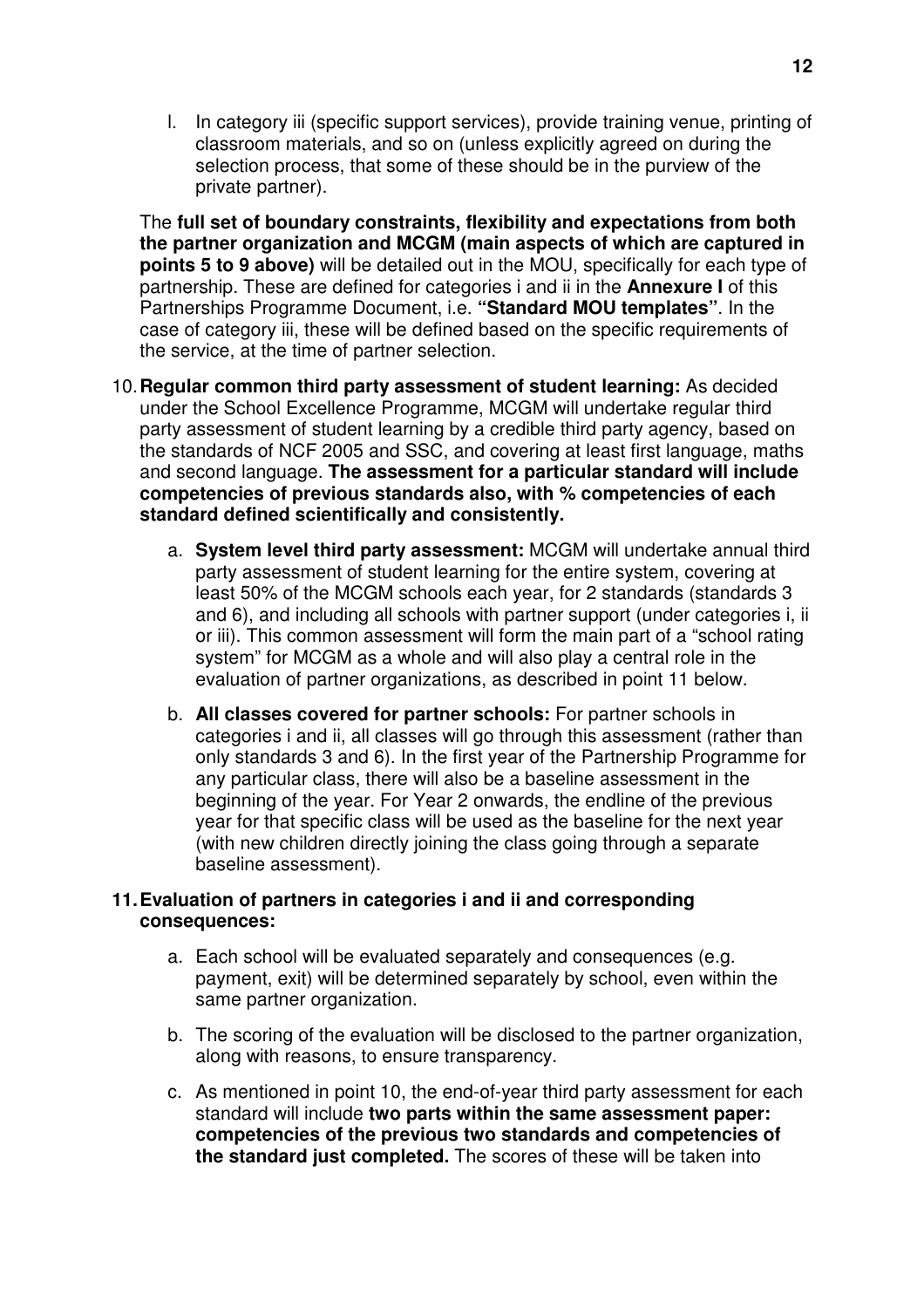l. In category iii (specific support services), provide training venue, printing of classroom materials, and so on (unless explicitly agreed on during the selection process, that some of these should be in the purview of the private partner).

The **full set of boundary constraints, flexibility and expectations from both the partner organization and MCGM (main aspects of which are captured in points 5 to 9 above)** will be detailed out in the MOU, specifically for each type of partnership. These are defined for categories i and ii in the **Annexure I** of this Partnerships Programme Document, i.e. **"Standard MOU templates"**. In the case of category iii, these will be defined based on the specific requirements of the service, at the time of partner selection.

10. **Regular common third party assessment of student learning:** As decided under the School Excellence Programme, MCGM will undertake regular third party assessment of student learning by a credible third party agency, based on the standards of NCF 2005 and SSC, and covering at least first language, maths and second language. **The assessment for a particular standard will include competencies of previous standards also, with % competencies of each standard defined scientifically and consistently.**

    a. **System level third party assessment:** MCGM will undertake annual third party assessment of student learning for the entire system, covering at least 50% of the MCGM schools each year, for 2 standards (standards 3 and 6), and including all schools with partner support (under categories i, ii or iii). This common assessment will form the main part of a "school rating system" for MCGM as a whole and will also play a central role in the evaluation of partner organizations, as described in point 11 below.

    b. **All classes covered for partner schools:** For partner schools in categories i and ii, all classes will go through this assessment (rather than only standards 3 and 6). In the first year of the Partnership Programme for any particular class, there will also be a baseline assessment in the beginning of the year. For Year 2 onwards, the endline of the previous year for that specific class will be used as the baseline for the next year (with new children directly joining the class going through a separate baseline assessment).

11. **Evaluation of partners in categories i and ii and corresponding consequences:**

    a. Each school will be evaluated separately and consequences (e.g. payment, exit) will be determined separately by school, even within the same partner organization.

    b. The scoring of the evaluation will be disclosed to the partner organization, along with reasons, to ensure transparency.

    c. As mentioned in point 10, the end-of-year third party assessment for each standard will include **two parts within the same assessment paper: competencies of the previous two standards and competencies of the standard just completed.** The scores of these will be taken into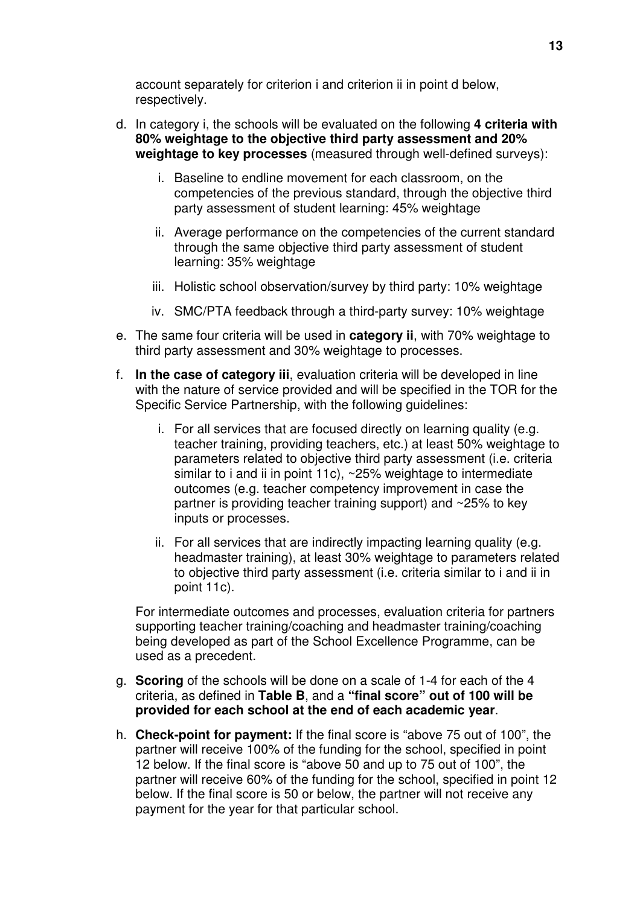account separately for criterion i and criterion ii in point d below, respectively.

d. In category i, the schools will be evaluated on the following **4 criteria with 80% weightage to the objective third party assessment and 20% weightage to key processes** (measured through well-defined surveys):

    i. Baseline to endline movement for each classroom, on the competencies of the previous standard, through the objective third party assessment of student learning: 45% weightage

    ii. Average performance on the competencies of the current standard through the same objective third party assessment of student learning: 35% weightage

    iii. Holistic school observation/survey by third party: 10% weightage

    iv. SMC/PTA feedback through a third-party survey: 10% weightage

e. The same four criteria will be used in **category ii**, with 70% weightage to third party assessment and 30% weightage to processes.

f. **In the case of category iii**, evaluation criteria will be developed in line with the nature of service provided and will be specified in the TOR for the Specific Service Partnership, with the following guidelines:

    i. For all services that are focused directly on learning quality (e.g. teacher training, providing teachers, etc.) at least 50% weightage to parameters related to objective third party assessment (i.e. criteria similar to i and ii in point 11c), ~25% weightage to intermediate outcomes (e.g. teacher competency improvement in case the partner is providing teacher training support) and ~25% to key inputs or processes.

    ii. For all services that are indirectly impacting learning quality (e.g. headmaster training), at least 30% weightage to parameters related to objective third party assessment (i.e. criteria similar to i and ii in point 11c).

    For intermediate outcomes and processes, evaluation criteria for partners supporting teacher training/coaching and headmaster training/coaching being developed as part of the School Excellence Programme, can be used as a precedent.

g. **Scoring** of the schools will be done on a scale of 1-4 for each of the 4 criteria, as defined in **Table B**, and a **"final score" out of 100 will be provided for each school at the end of each academic year**.

h. **Check-point for payment:** If the final score is "above 75 out of 100", the partner will receive 100% of the funding for the school, specified in point 12 below. If the final score is "above 50 and up to 75 out of 100", the partner will receive 60% of the funding for the school, specified in point 12 below. If the final score is 50 or below, the partner will not receive any payment for the year for that particular school.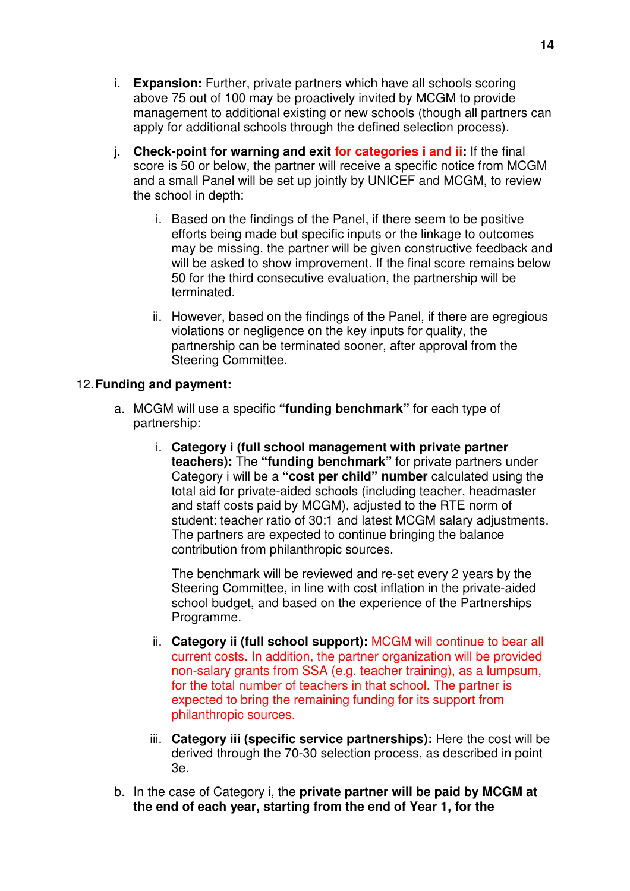i. **Expansion:** Further, private partners which have all schools scoring above 75 out of 100 may be proactively invited by MCGM to provide management to additional existing or new schools (though all partners can apply for additional schools through the defined selection process).

j. **Check-point for warning and exit for categories i and ii:** If the final score is 50 or below, the partner will receive a specific notice from MCGM and a small Panel will be set up jointly by UNICEF and MCGM, to review the school in depth:

   i. Based on the findings of the Panel, if there seem to be positive efforts being made but specific inputs or the linkage to outcomes may be missing, the partner will be given constructive feedback and will be asked to show improvement. If the final score remains below 50 for the third consecutive evaluation, the partnership will be terminated.

   ii. However, based on the findings of the Panel, if there are egregious violations or negligence on the key inputs for quality, the partnership can be terminated sooner, after approval from the Steering Committee.

12. **Funding and payment:**

   a. MCGM will use a specific **"funding benchmark"** for each type of partnership:

      i. **Category i (full school management with private partner teachers):** The **"funding benchmark"** for private partners under Category i will be a **"cost per child" number** calculated using the total aid for private-aided schools (including teacher, headmaster and staff costs paid by MCGM), adjusted to the RTE norm of student: teacher ratio of 30:1 and latest MCGM salary adjustments. The partners are expected to continue bringing the balance contribution from philanthropic sources.

         The benchmark will be reviewed and re-set every 2 years by the Steering Committee, in line with cost inflation in the private-aided school budget, and based on the experience of the Partnerships Programme.

      ii. **Category ii (full school support):** MCGM will continue to bear all current costs. In addition, the partner organization will be provided non-salary grants from SSA (e.g. teacher training), as a lumpsum, for the total number of teachers in that school. The partner is expected to bring the remaining funding for its support from philanthropic sources.

      iii. **Category iii (specific service partnerships):** Here the cost will be derived through the 70-30 selection process, as described in point 3e.

   b. In the case of Category i, the **private partner will be paid by MCGM at the end of each year, starting from the end of Year 1, for the**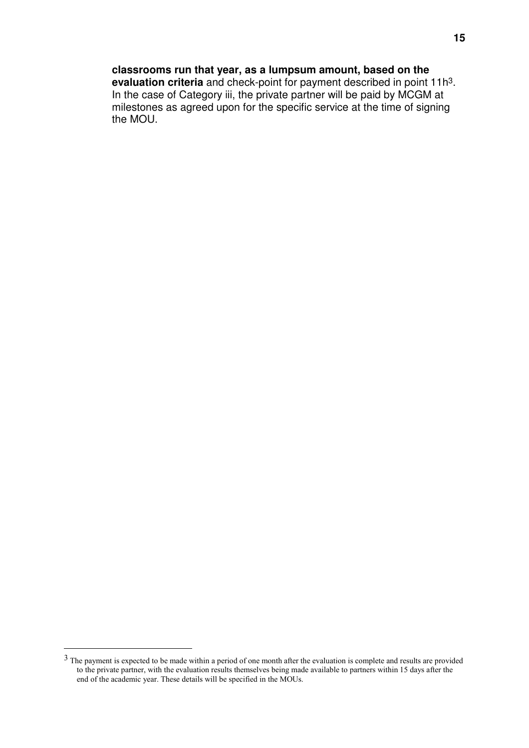**classrooms run that year, as a lumpsum amount, based on the evaluation criteria** and check-point for payment described in point 11h[3]. In the case of Category iii, the private partner will be paid by MCGM at milestones as agreed upon for the specific service at the time of signing the MOU.

[3] The payment is expected to be made within a period of one month after the evaluation is complete and results are provided to the private partner, with the evaluation results themselves being made available to partners within 15 days after the end of the academic year. These details will be specified in the MOUs.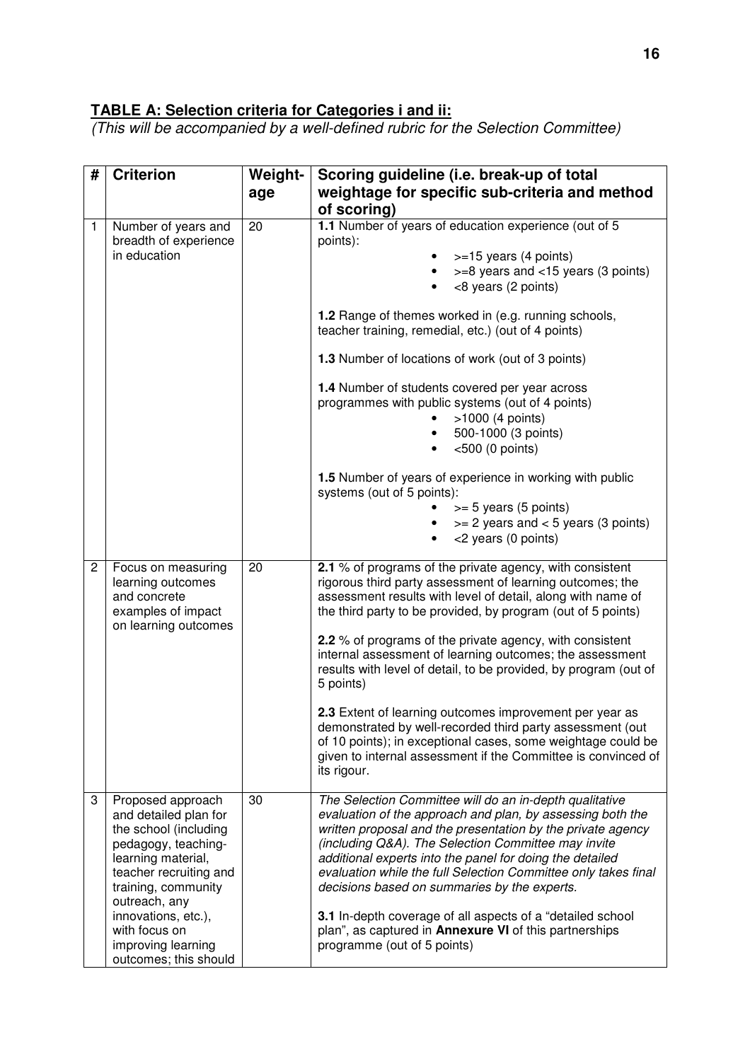**TABLE A: Selection criteria for Categories i and ii:**

*(This will be accompanied by a well-defined rubric for the Selection Committee)*

| # | Criterion | Weight-age | Scoring guideline (i.e. break-up of total weightage for specific sub-criteria and method of scoring) |
|---|---|---|---|
| 1 | Number of years and breadth of experience in education | 20 | **1.1** Number of years of education experience (out of 5 points):<br>• >=15 years (4 points)<br>• >=8 years and <15 years (3 points)<br>• <8 years (2 points)<br><br>**1.2** Range of themes worked in (e.g. running schools, teacher training, remedial, etc.) (out of 4 points)<br><br>**1.3** Number of locations of work (out of 3 points)<br><br>**1.4** Number of students covered per year across programmes with public systems (out of 4 points)<br>• >1000 (4 points)<br>• 500-1000 (3 points)<br>• <500 (0 points)<br><br>**1.5** Number of years of experience in working with public systems (out of 5 points):<br>• >= 5 years (5 points)<br>• >= 2 years and < 5 years (3 points)<br>• <2 years (0 points) |
| 2 | Focus on measuring learning outcomes and concrete examples of impact on learning outcomes | 20 | **2.1** % of programs of the private agency, with consistent rigorous third party assessment of learning outcomes; the assessment results with level of detail, along with name of the third party to be provided, by program (out of 5 points)<br><br>**2.2** % of programs of the private agency, with consistent internal assessment of learning outcomes; the assessment results with level of detail, to be provided, by program (out of 5 points)<br><br>**2.3** Extent of learning outcomes improvement per year as demonstrated by well-recorded third party assessment (out of 10 points); in exceptional cases, some weightage could be given to internal assessment if the Committee is convinced of its rigour. |
| 3 | Proposed approach and detailed plan for the school (including pedagogy, teaching-learning material, teacher recruiting and training, community outreach, any innovations, etc.), with focus on improving learning outcomes; this should | 30 | *The Selection Committee will do an in-depth qualitative evaluation of the approach and plan, by assessing both the written proposal and the presentation by the private agency (including Q&A). The Selection Committee may invite additional experts into the panel for doing the detailed evaluation while the full Selection Committee only takes final decisions based on summaries by the experts.*<br><br>**3.1** In-depth coverage of all aspects of a "detailed school plan", as captured in **Annexure VI** of this partnerships programme (out of 5 points) |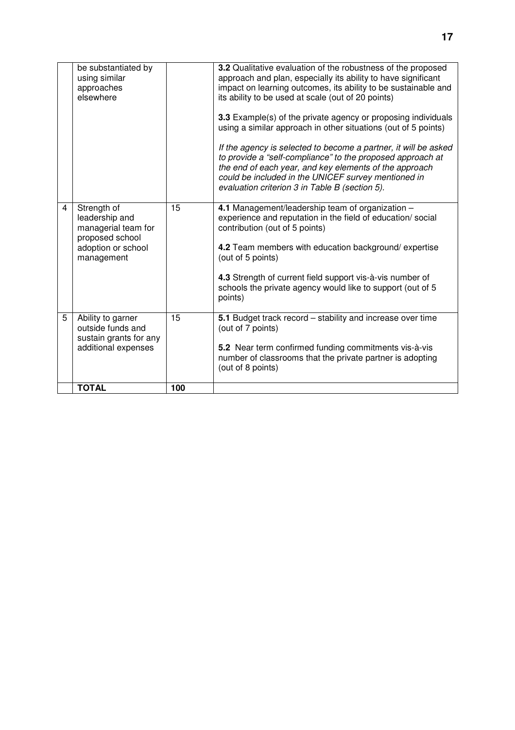| | | | |
|---|---|---|---|
| | be substantiated by using similar approaches elsewhere | | **3.2** Qualitative evaluation of the robustness of the proposed approach and plan, especially its ability to have significant impact on learning outcomes, its ability to be sustainable and its ability to be used at scale (out of 20 points)<br><br>**3.3** Example(s) of the private agency or proposing individuals using a similar approach in other situations (out of 5 points)<br><br>*If the agency is selected to become a partner, it will be asked to provide a "self-compliance" to the proposed approach at the end of each year, and key elements of the approach could be included in the UNICEF survey mentioned in evaluation criterion 3 in Table B (section 5).* |
| 4 | Strength of leadership and managerial team for proposed school adoption or school management | 15 | **4.1** Management/leadership team of organization – experience and reputation in the field of education/ social contribution (out of 5 points)<br><br>**4.2** Team members with education background/ expertise (out of 5 points)<br><br>**4.3** Strength of current field support vis-à-vis number of schools the private agency would like to support (out of 5 points) |
| 5 | Ability to garner outside funds and sustain grants for any additional expenses | 15 | **5.1** Budget track record – stability and increase over time (out of 7 points)<br><br>**5.2** Near term confirmed funding commitments vis-à-vis number of classrooms that the private partner is adopting (out of 8 points) |
| | **TOTAL** | **100** | |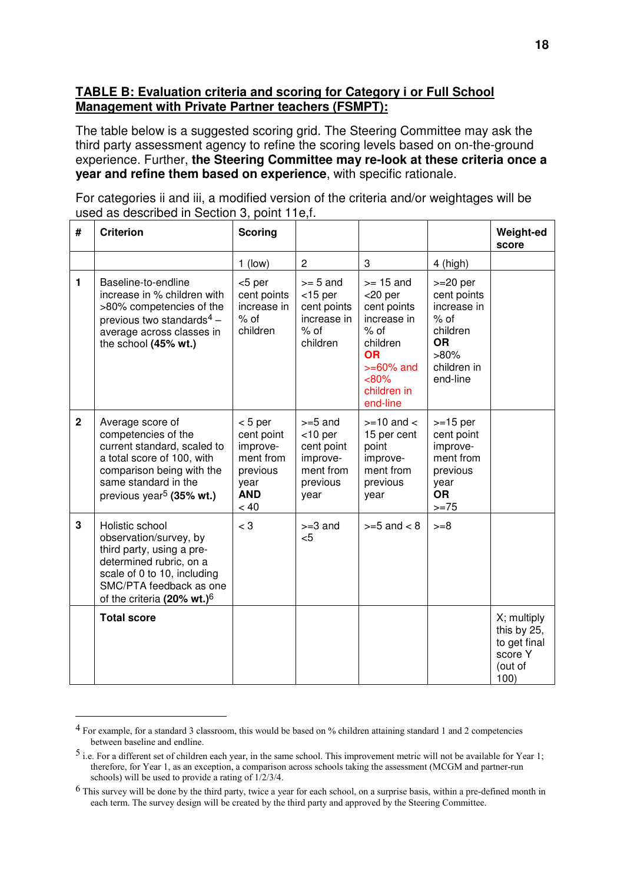**TABLE B: Evaluation criteria and scoring for Category i or Full School Management with Private Partner teachers (FSMPT):**

The table below is a suggested scoring grid. The Steering Committee may ask the third party assessment agency to refine the scoring levels based on on-the-ground experience. Further, **the Steering Committee may re-look at these criteria once a year and refine them based on experience**, with specific rationale.

For categories ii and iii, a modified version of the criteria and/or weightages will be used as described in Section 3, point 11e,f.

| # | Criterion | Scoring | | | | Weight-ed score |
|---|---|---|---|---|---|---|
| | | 1 (low) | 2 | 3 | 4 (high) | |
| **1** | Baseline-to-endline increase in % children with >80% competencies of the previous two standards[4] – average across classes in the school **(45% wt.)** | <5 per cent points increase in % of children | >= 5 and <15 per cent points increase in % of children | >= 15 and <20 per cent points increase in % of children **OR** >=60% and <80% children in end-line | >=20 per cent points increase in % of children **OR** >80% children in end-line | |
| **2** | Average score of competencies of the current standard, scaled to a total score of 100, with comparison being with the same standard in the previous year[5] **(35% wt.)** | < 5 per cent point improvement from previous year **AND** < 40 | >=5 and <10 per cent point improvement from previous year | >=10 and < 15 per cent point improvement from previous year | >=15 per cent point improvement from previous year **OR** >=75 | |
| **3** | Holistic school observation/survey, by third party, using a pre-determined rubric, on a scale of 0 to 10, including SMC/PTA feedback as one of the criteria **(20% wt.)**[6] | < 3 | >=3 and <5 | >=5 and < 8 | >=8 | |
| | **Total score** | | | | | X; multiply this by 25, to get final score Y (out of 100) |

[4] For example, for a standard 3 classroom, this would be based on % children attaining standard 1 and 2 competencies between baseline and endline.

[5] i.e. For a different set of children each year, in the same school. This improvement metric will not be available for Year 1; therefore, for Year 1, as an exception, a comparison across schools taking the assessment (MCGM and partner-run schools) will be used to provide a rating of 1/2/3/4.

[6] This survey will be done by the third party, twice a year for each school, on a surprise basis, within a pre-defined month in each term. The survey design will be created by the third party and approved by the Steering Committee.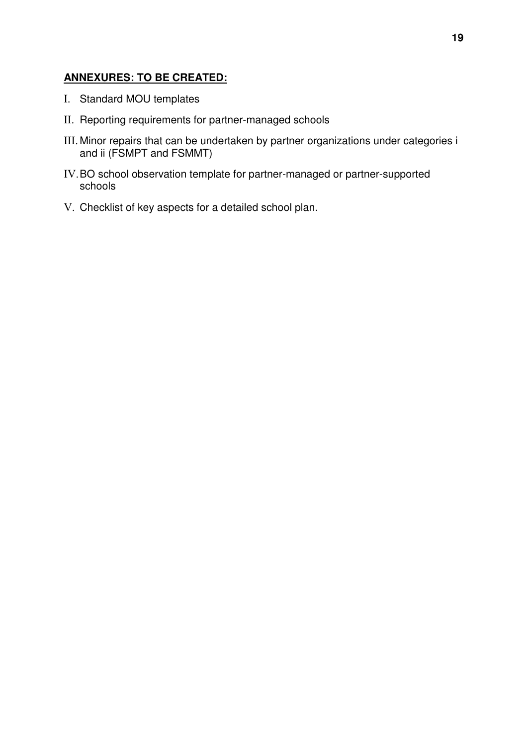**ANNEXURES: TO BE CREATED:**

I. Standard MOU templates

II. Reporting requirements for partner-managed schools

III. Minor repairs that can be undertaken by partner organizations under categories i and ii (FSMPT and FSMMT)

IV. BO school observation template for partner-managed or partner-supported schools

V. Checklist of key aspects for a detailed school plan.